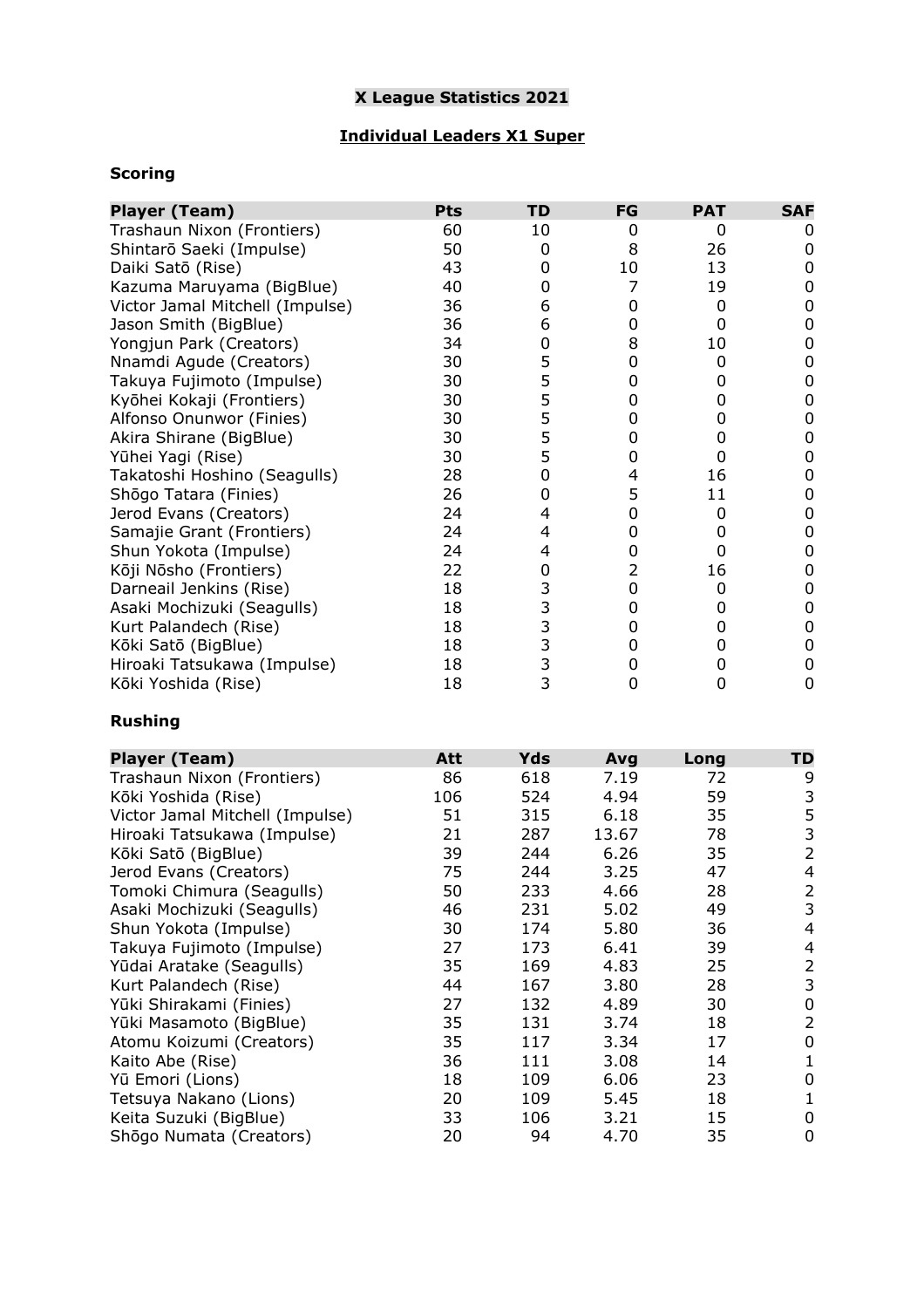# X League Statistics 2021

## Individual Leaders X1 Super

### Scoring

| Player (Team) | Pts | TD | FG | PAT | SAF |
|---|---|---|---|---|---|
| Trashaun Nixon (Frontiers) | 60 | 10 | 0 | 0 | 0 |
| Shintarō Saeki (Impulse) | 50 | 0 | 8 | 26 | 0 |
| Daiki Satō (Rise) | 43 | 0 | 10 | 13 | 0 |
| Kazuma Maruyama (BigBlue) | 40 | 0 | 7 | 19 | 0 |
| Victor Jamal Mitchell (Impulse) | 36 | 6 | 0 | 0 | 0 |
| Jason Smith (BigBlue) | 36 | 6 | 0 | 0 | 0 |
| Yongjun Park (Creators) | 34 | 0 | 8 | 10 | 0 |
| Nnamdi Agude (Creators) | 30 | 5 | 0 | 0 | 0 |
| Takuya Fujimoto (Impulse) | 30 | 5 | 0 | 0 | 0 |
| Kyōhei Kokaji (Frontiers) | 30 | 5 | 0 | 0 | 0 |
| Alfonso Onunwor (Finies) | 30 | 5 | 0 | 0 | 0 |
| Akira Shirane (BigBlue) | 30 | 5 | 0 | 0 | 0 |
| Yūhei Yagi (Rise) | 30 | 5 | 0 | 0 | 0 |
| Takatoshi Hoshino (Seagulls) | 28 | 0 | 4 | 16 | 0 |
| Shōgo Tatara (Finies) | 26 | 0 | 5 | 11 | 0 |
| Jerod Evans (Creators) | 24 | 4 | 0 | 0 | 0 |
| Samajie Grant (Frontiers) | 24 | 4 | 0 | 0 | 0 |
| Shun Yokota (Impulse) | 24 | 4 | 0 | 0 | 0 |
| Kōji Nōsho (Frontiers) | 22 | 0 | 2 | 16 | 0 |
| Darneail Jenkins (Rise) | 18 | 3 | 0 | 0 | 0 |
| Asaki Mochizuki (Seagulls) | 18 | 3 | 0 | 0 | 0 |
| Kurt Palandech (Rise) | 18 | 3 | 0 | 0 | 0 |
| Kōki Satō (BigBlue) | 18 | 3 | 0 | 0 | 0 |
| Hiroaki Tatsukawa (Impulse) | 18 | 3 | 0 | 0 | 0 |
| Kōki Yoshida (Rise) | 18 | 3 | 0 | 0 | 0 |

### Rushing

| Player (Team) | Att | Yds | Avg | Long | TD |
|---|---|---|---|---|---|
| Trashaun Nixon (Frontiers) | 86 | 618 | 7.19 | 72 | 9 |
| Kōki Yoshida (Rise) | 106 | 524 | 4.94 | 59 | 3 |
| Victor Jamal Mitchell (Impulse) | 51 | 315 | 6.18 | 35 | 5 |
| Hiroaki Tatsukawa (Impulse) | 21 | 287 | 13.67 | 78 | 3 |
| Kōki Satō (BigBlue) | 39 | 244 | 6.26 | 35 | 2 |
| Jerod Evans (Creators) | 75 | 244 | 3.25 | 47 | 4 |
| Tomoki Chimura (Seagulls) | 50 | 233 | 4.66 | 28 | 2 |
| Asaki Mochizuki (Seagulls) | 46 | 231 | 5.02 | 49 | 3 |
| Shun Yokota (Impulse) | 30 | 174 | 5.80 | 36 | 4 |
| Takuya Fujimoto (Impulse) | 27 | 173 | 6.41 | 39 | 4 |
| Yūdai Aratake (Seagulls) | 35 | 169 | 4.83 | 25 | 2 |
| Kurt Palandech (Rise) | 44 | 167 | 3.80 | 28 | 3 |
| Yūki Shirakami (Finies) | 27 | 132 | 4.89 | 30 | 0 |
| Yūki Masamoto (BigBlue) | 35 | 131 | 3.74 | 18 | 2 |
| Atomu Koizumi (Creators) | 35 | 117 | 3.34 | 17 | 0 |
| Kaito Abe (Rise) | 36 | 111 | 3.08 | 14 | 1 |
| Yū Emori (Lions) | 18 | 109 | 6.06 | 23 | 0 |
| Tetsuya Nakano (Lions) | 20 | 109 | 5.45 | 18 | 1 |
| Keita Suzuki (BigBlue) | 33 | 106 | 3.21 | 15 | 0 |
| Shōgo Numata (Creators) | 20 | 94 | 4.70 | 35 | 0 |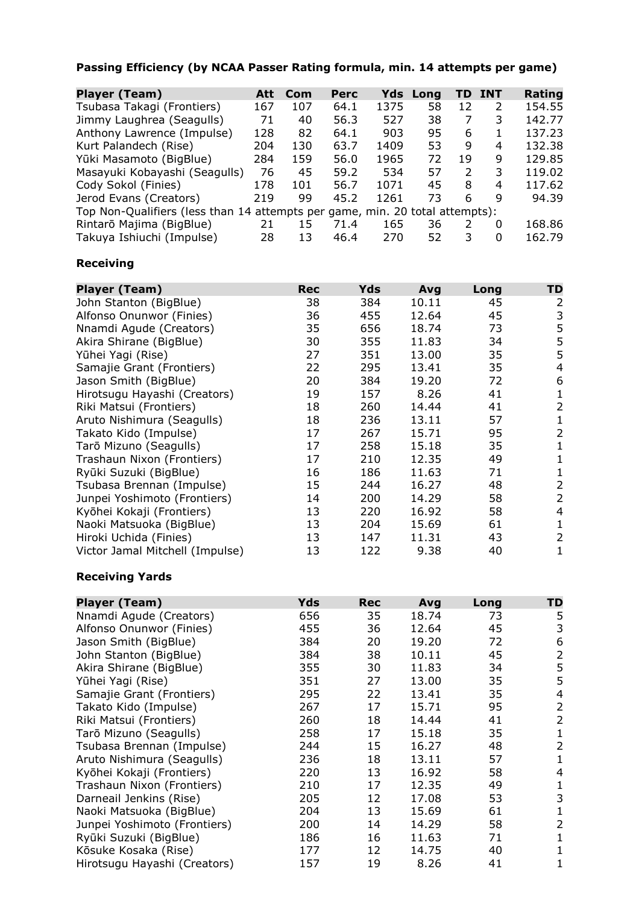**Passing Efficiency (by NCAA Passer Rating formula, min. 14 attempts per game)**

| Player (Team) | Att | Com | Perc | Yds | Long | TD | INT | Rating |
|---|---|---|---|---|---|---|---|---|
| Tsubasa Takagi (Frontiers) | 167 | 107 | 64.1 | 1375 | 58 | 12 | 2 | 154.55 |
| Jimmy Laughrea (Seagulls) | 71 | 40 | 56.3 | 527 | 38 | 7 | 3 | 142.77 |
| Anthony Lawrence (Impulse) | 128 | 82 | 64.1 | 903 | 95 | 6 | 1 | 137.23 |
| Kurt Palandech (Rise) | 204 | 130 | 63.7 | 1409 | 53 | 9 | 4 | 132.38 |
| Yūki Masamoto (BigBlue) | 284 | 159 | 56.0 | 1965 | 72 | 19 | 9 | 129.85 |
| Masayuki Kobayashi (Seagulls) | 76 | 45 | 59.2 | 534 | 57 | 2 | 3 | 119.02 |
| Cody Sokol (Finies) | 178 | 101 | 56.7 | 1071 | 45 | 8 | 4 | 117.62 |
| Jerod Evans (Creators) | 219 | 99 | 45.2 | 1261 | 73 | 6 | 9 | 94.39 |
| Top Non-Qualifiers (less than 14 attempts per game, min. 20 total attempts): | | | | | | | | |
| Rintarō Majima (BigBlue) | 21 | 15 | 71.4 | 165 | 36 | 2 | 0 | 168.86 |
| Takuya Ishiuchi (Impulse) | 28 | 13 | 46.4 | 270 | 52 | 3 | 0 | 162.79 |

**Receiving**

| Player (Team) | Rec | Yds | Avg | Long | TD |
|---|---|---|---|---|---|
| John Stanton (BigBlue) | 38 | 384 | 10.11 | 45 | 2 |
| Alfonso Onunwor (Finies) | 36 | 455 | 12.64 | 45 | 3 |
| Nnamdi Agude (Creators) | 35 | 656 | 18.74 | 73 | 5 |
| Akira Shirane (BigBlue) | 30 | 355 | 11.83 | 34 | 5 |
| Yūhei Yagi (Rise) | 27 | 351 | 13.00 | 35 | 5 |
| Samajie Grant (Frontiers) | 22 | 295 | 13.41 | 35 | 4 |
| Jason Smith (BigBlue) | 20 | 384 | 19.20 | 72 | 6 |
| Hirotsugu Hayashi (Creators) | 19 | 157 | 8.26 | 41 | 1 |
| Riki Matsui (Frontiers) | 18 | 260 | 14.44 | 41 | 2 |
| Aruto Nishimura (Seagulls) | 18 | 236 | 13.11 | 57 | 1 |
| Takato Kido (Impulse) | 17 | 267 | 15.71 | 95 | 2 |
| Tarō Mizuno (Seagulls) | 17 | 258 | 15.18 | 35 | 1 |
| Trashaun Nixon (Frontiers) | 17 | 210 | 12.35 | 49 | 1 |
| Ryūki Suzuki (BigBlue) | 16 | 186 | 11.63 | 71 | 1 |
| Tsubasa Brennan (Impulse) | 15 | 244 | 16.27 | 48 | 2 |
| Junpei Yoshimoto (Frontiers) | 14 | 200 | 14.29 | 58 | 2 |
| Kyōhei Kokaji (Frontiers) | 13 | 220 | 16.92 | 58 | 4 |
| Naoki Matsuoka (BigBlue) | 13 | 204 | 15.69 | 61 | 1 |
| Hiroki Uchida (Finies) | 13 | 147 | 11.31 | 43 | 2 |
| Victor Jamal Mitchell (Impulse) | 13 | 122 | 9.38 | 40 | 1 |

**Receiving Yards**

| Player (Team) | Yds | Rec | Avg | Long | TD |
|---|---|---|---|---|---|
| Nnamdi Agude (Creators) | 656 | 35 | 18.74 | 73 | 5 |
| Alfonso Onunwor (Finies) | 455 | 36 | 12.64 | 45 | 3 |
| Jason Smith (BigBlue) | 384 | 20 | 19.20 | 72 | 6 |
| John Stanton (BigBlue) | 384 | 38 | 10.11 | 45 | 2 |
| Akira Shirane (BigBlue) | 355 | 30 | 11.83 | 34 | 5 |
| Yūhei Yagi (Rise) | 351 | 27 | 13.00 | 35 | 5 |
| Samajie Grant (Frontiers) | 295 | 22 | 13.41 | 35 | 4 |
| Takato Kido (Impulse) | 267 | 17 | 15.71 | 95 | 2 |
| Riki Matsui (Frontiers) | 260 | 18 | 14.44 | 41 | 2 |
| Tarō Mizuno (Seagulls) | 258 | 17 | 15.18 | 35 | 1 |
| Tsubasa Brennan (Impulse) | 244 | 15 | 16.27 | 48 | 2 |
| Aruto Nishimura (Seagulls) | 236 | 18 | 13.11 | 57 | 1 |
| Kyōhei Kokaji (Frontiers) | 220 | 13 | 16.92 | 58 | 4 |
| Trashaun Nixon (Frontiers) | 210 | 17 | 12.35 | 49 | 1 |
| Darneail Jenkins (Rise) | 205 | 12 | 17.08 | 53 | 3 |
| Naoki Matsuoka (BigBlue) | 204 | 13 | 15.69 | 61 | 1 |
| Junpei Yoshimoto (Frontiers) | 200 | 14 | 14.29 | 58 | 2 |
| Ryūki Suzuki (BigBlue) | 186 | 16 | 11.63 | 71 | 1 |
| Kōsuke Kosaka (Rise) | 177 | 12 | 14.75 | 40 | 1 |
| Hirotsugu Hayashi (Creators) | 157 | 19 | 8.26 | 41 | 1 |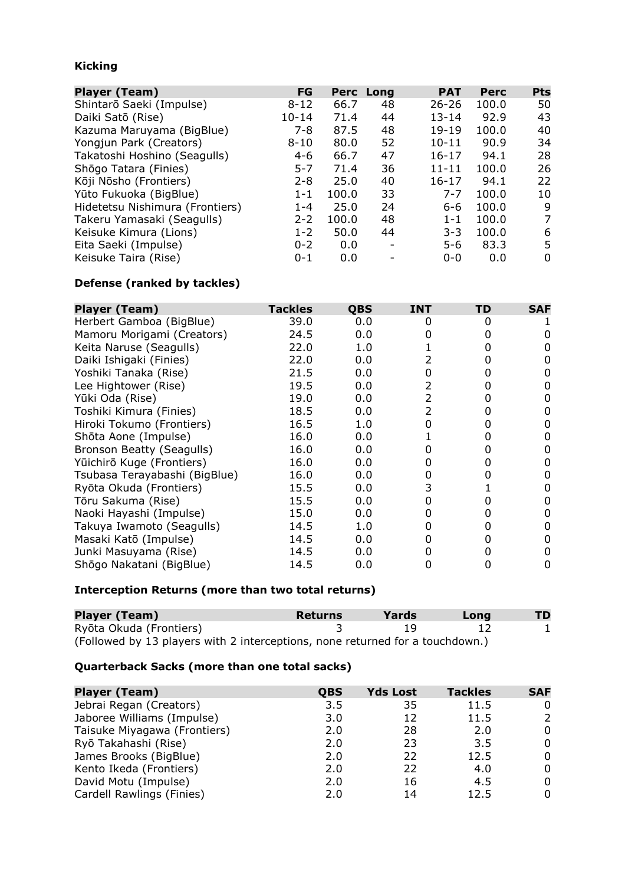**Kicking**

| Player (Team) | FG | Perc | Long | PAT | Perc | Pts |
|---|---|---|---|---|---|---|
| Shintarō Saeki (Impulse) | 8-12 | 66.7 | 48 | 26-26 | 100.0 | 50 |
| Daiki Satō (Rise) | 10-14 | 71.4 | 44 | 13-14 | 92.9 | 43 |
| Kazuma Maruyama (BigBlue) | 7-8 | 87.5 | 48 | 19-19 | 100.0 | 40 |
| Yongjun Park (Creators) | 8-10 | 80.0 | 52 | 10-11 | 90.9 | 34 |
| Takatoshi Hoshino (Seagulls) | 4-6 | 66.7 | 47 | 16-17 | 94.1 | 28 |
| Shōgo Tatara (Finies) | 5-7 | 71.4 | 36 | 11-11 | 100.0 | 26 |
| Kōji Nōsho (Frontiers) | 2-8 | 25.0 | 40 | 16-17 | 94.1 | 22 |
| Yūto Fukuoka (BigBlue) | 1-1 | 100.0 | 33 | 7-7 | 100.0 | 10 |
| Hidetetsu Nishimura (Frontiers) | 1-4 | 25.0 | 24 | 6-6 | 100.0 | 9 |
| Takeru Yamasaki (Seagulls) | 2-2 | 100.0 | 48 | 1-1 | 100.0 | 7 |
| Keisuke Kimura (Lions) | 1-2 | 50.0 | 44 | 3-3 | 100.0 | 6 |
| Eita Saeki (Impulse) | 0-2 | 0.0 | - | 5-6 | 83.3 | 5 |
| Keisuke Taira (Rise) | 0-1 | 0.0 | - | 0-0 | 0.0 | 0 |

**Defense (ranked by tackles)**

| Player (Team) | Tackles | QBS | INT | TD | SAF |
|---|---|---|---|---|---|
| Herbert Gamboa (BigBlue) | 39.0 | 0.0 | 0 | 0 | 1 |
| Mamoru Morigami (Creators) | 24.5 | 0.0 | 0 | 0 | 0 |
| Keita Naruse (Seagulls) | 22.0 | 1.0 | 1 | 0 | 0 |
| Daiki Ishigaki (Finies) | 22.0 | 0.0 | 2 | 0 | 0 |
| Yoshiki Tanaka (Rise) | 21.5 | 0.0 | 0 | 0 | 0 |
| Lee Hightower (Rise) | 19.5 | 0.0 | 2 | 0 | 0 |
| Yūki Oda (Rise) | 19.0 | 0.0 | 2 | 0 | 0 |
| Toshiki Kimura (Finies) | 18.5 | 0.0 | 2 | 0 | 0 |
| Hiroki Tokumo (Frontiers) | 16.5 | 1.0 | 0 | 0 | 0 |
| Shōta Aone (Impulse) | 16.0 | 0.0 | 1 | 0 | 0 |
| Bronson Beatty (Seagulls) | 16.0 | 0.0 | 0 | 0 | 0 |
| Yūichirō Kuge (Frontiers) | 16.0 | 0.0 | 0 | 0 | 0 |
| Tsubasa Terayabashi (BigBlue) | 16.0 | 0.0 | 0 | 0 | 0 |
| Ryōta Okuda (Frontiers) | 15.5 | 0.0 | 3 | 1 | 0 |
| Tōru Sakuma (Rise) | 15.5 | 0.0 | 0 | 0 | 0 |
| Naoki Hayashi (Impulse) | 15.0 | 0.0 | 0 | 0 | 0 |
| Takuya Iwamoto (Seagulls) | 14.5 | 1.0 | 0 | 0 | 0 |
| Masaki Katō (Impulse) | 14.5 | 0.0 | 0 | 0 | 0 |
| Junki Masuyama (Rise) | 14.5 | 0.0 | 0 | 0 | 0 |
| Shōgo Nakatani (BigBlue) | 14.5 | 0.0 | 0 | 0 | 0 |

**Interception Returns (more than two total returns)**

| Player (Team) | Returns | Yards | Long | TD |
|---|---|---|---|---|
| Ryōta Okuda (Frontiers) | 3 | 19 | 12 | 1 |

(Followed by 13 players with 2 interceptions, none returned for a touchdown.)

**Quarterback Sacks (more than one total sacks)**

| Player (Team) | QBS | Yds Lost | Tackles | SAF |
|---|---|---|---|---|
| Jebrai Regan (Creators) | 3.5 | 35 | 11.5 | 0 |
| Jaboree Williams (Impulse) | 3.0 | 12 | 11.5 | 2 |
| Taisuke Miyagawa (Frontiers) | 2.0 | 28 | 2.0 | 0 |
| Ryō Takahashi (Rise) | 2.0 | 23 | 3.5 | 0 |
| James Brooks (BigBlue) | 2.0 | 22 | 12.5 | 0 |
| Kento Ikeda (Frontiers) | 2.0 | 22 | 4.0 | 0 |
| David Motu (Impulse) | 2.0 | 16 | 4.5 | 0 |
| Cardell Rawlings (Finies) | 2.0 | 14 | 12.5 | 0 |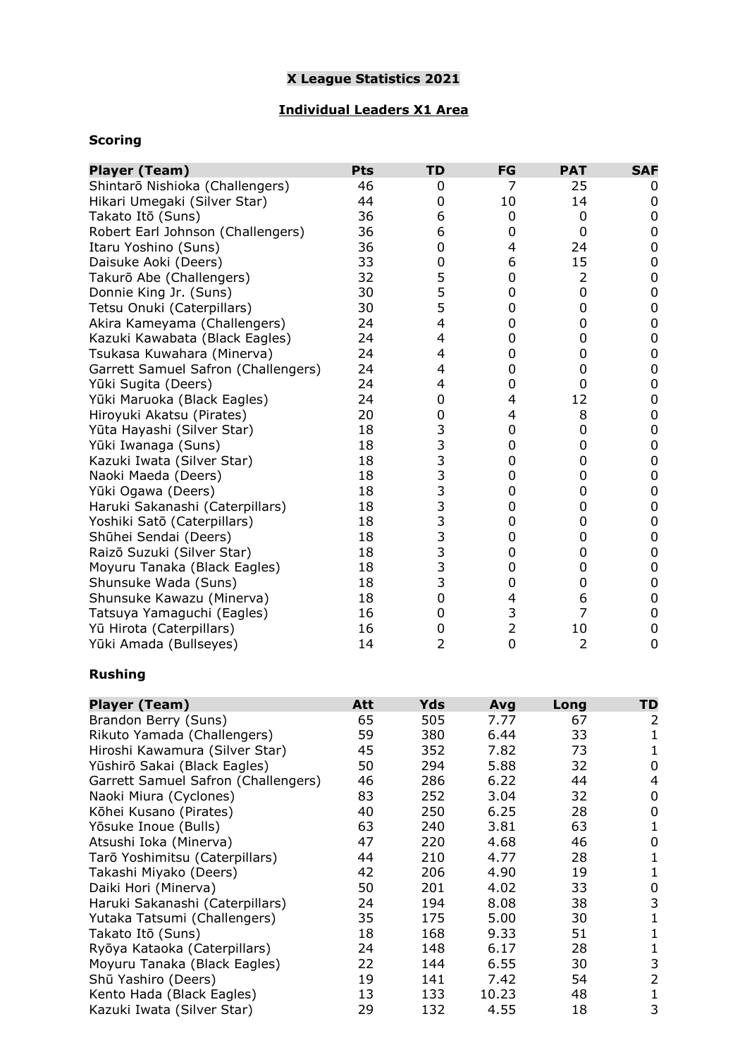# X League Statistics 2021

## Individual Leaders X1 Area

### Scoring

| Player (Team) | Pts | TD | FG | PAT | SAF |
|---|---|---|---|---|---|
| Shintarō Nishioka (Challengers) | 46 | 0 | 7 | 25 | 0 |
| Hikari Umegaki (Silver Star) | 44 | 0 | 10 | 14 | 0 |
| Takato Itō (Suns) | 36 | 6 | 0 | 0 | 0 |
| Robert Earl Johnson (Challengers) | 36 | 6 | 0 | 0 | 0 |
| Itaru Yoshino (Suns) | 36 | 0 | 4 | 24 | 0 |
| Daisuke Aoki (Deers) | 33 | 0 | 6 | 15 | 0 |
| Takurō Abe (Challengers) | 32 | 5 | 0 | 2 | 0 |
| Donnie King Jr. (Suns) | 30 | 5 | 0 | 0 | 0 |
| Tetsu Onuki (Caterpillars) | 30 | 5 | 0 | 0 | 0 |
| Akira Kameyama (Challengers) | 24 | 4 | 0 | 0 | 0 |
| Kazuki Kawabata (Black Eagles) | 24 | 4 | 0 | 0 | 0 |
| Tsukasa Kuwahara (Minerva) | 24 | 4 | 0 | 0 | 0 |
| Garrett Samuel Safron (Challengers) | 24 | 4 | 0 | 0 | 0 |
| Yūki Sugita (Deers) | 24 | 4 | 0 | 0 | 0 |
| Yūki Maruoka (Black Eagles) | 24 | 0 | 4 | 12 | 0 |
| Hiroyuki Akatsu (Pirates) | 20 | 0 | 4 | 8 | 0 |
| Yūta Hayashi (Silver Star) | 18 | 3 | 0 | 0 | 0 |
| Yūki Iwanaga (Suns) | 18 | 3 | 0 | 0 | 0 |
| Kazuki Iwata (Silver Star) | 18 | 3 | 0 | 0 | 0 |
| Naoki Maeda (Deers) | 18 | 3 | 0 | 0 | 0 |
| Yūki Ogawa (Deers) | 18 | 3 | 0 | 0 | 0 |
| Haruki Sakanashi (Caterpillars) | 18 | 3 | 0 | 0 | 0 |
| Yoshiki Satō (Caterpillars) | 18 | 3 | 0 | 0 | 0 |
| Shūhei Sendai (Deers) | 18 | 3 | 0 | 0 | 0 |
| Raizō Suzuki (Silver Star) | 18 | 3 | 0 | 0 | 0 |
| Moyuru Tanaka (Black Eagles) | 18 | 3 | 0 | 0 | 0 |
| Shunsuke Wada (Suns) | 18 | 3 | 0 | 0 | 0 |
| Shunsuke Kawazu (Minerva) | 18 | 0 | 4 | 6 | 0 |
| Tatsuya Yamaguchi (Eagles) | 16 | 0 | 3 | 7 | 0 |
| Yū Hirota (Caterpillars) | 16 | 0 | 2 | 10 | 0 |
| Yūki Amada (Bullseyes) | 14 | 2 | 0 | 2 | 0 |

### Rushing

| Player (Team) | Att | Yds | Avg | Long | TD |
|---|---|---|---|---|---|
| Brandon Berry (Suns) | 65 | 505 | 7.77 | 67 | 2 |
| Rikuto Yamada (Challengers) | 59 | 380 | 6.44 | 33 | 1 |
| Hiroshi Kawamura (Silver Star) | 45 | 352 | 7.82 | 73 | 1 |
| Yūshirō Sakai (Black Eagles) | 50 | 294 | 5.88 | 32 | 0 |
| Garrett Samuel Safron (Challengers) | 46 | 286 | 6.22 | 44 | 4 |
| Naoki Miura (Cyclones) | 83 | 252 | 3.04 | 32 | 0 |
| Kōhei Kusano (Pirates) | 40 | 250 | 6.25 | 28 | 0 |
| Yōsuke Inoue (Bulls) | 63 | 240 | 3.81 | 63 | 1 |
| Atsushi Ioka (Minerva) | 47 | 220 | 4.68 | 46 | 0 |
| Tarō Yoshimitsu (Caterpillars) | 44 | 210 | 4.77 | 28 | 1 |
| Takashi Miyako (Deers) | 42 | 206 | 4.90 | 19 | 1 |
| Daiki Hori (Minerva) | 50 | 201 | 4.02 | 33 | 0 |
| Haruki Sakanashi (Caterpillars) | 24 | 194 | 8.08 | 38 | 3 |
| Yutaka Tatsumi (Challengers) | 35 | 175 | 5.00 | 30 | 1 |
| Takato Itō (Suns) | 18 | 168 | 9.33 | 51 | 1 |
| Ryōya Kataoka (Caterpillars) | 24 | 148 | 6.17 | 28 | 1 |
| Moyuru Tanaka (Black Eagles) | 22 | 144 | 6.55 | 30 | 3 |
| Shū Yashiro (Deers) | 19 | 141 | 7.42 | 54 | 2 |
| Kento Hada (Black Eagles) | 13 | 133 | 10.23 | 48 | 1 |
| Kazuki Iwata (Silver Star) | 29 | 132 | 4.55 | 18 | 3 |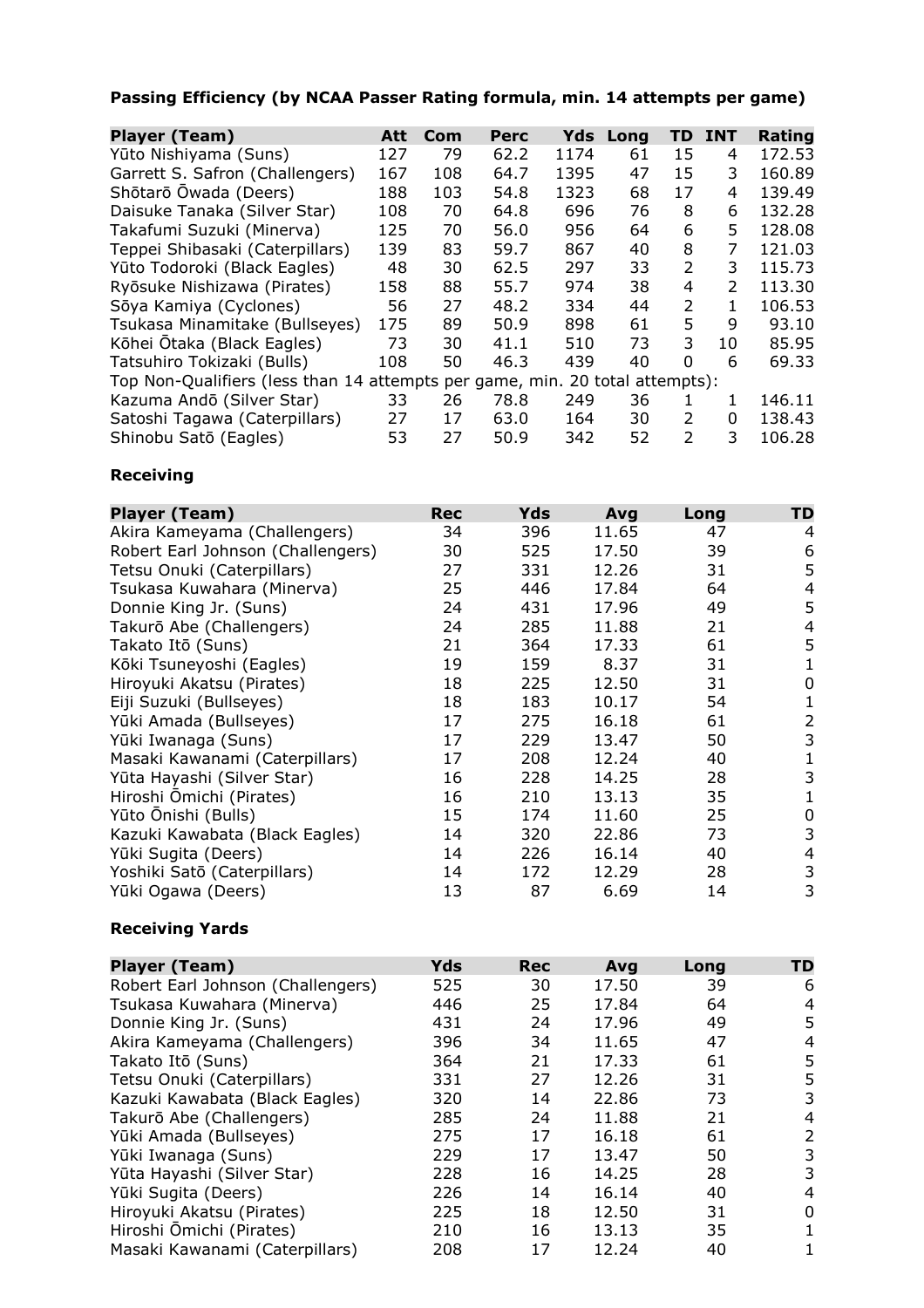**Passing Efficiency (by NCAA Passer Rating formula, min. 14 attempts per game)**

| Player (Team) | Att | Com | Perc | Yds | Long | TD | INT | Rating |
|---|---|---|---|---|---|---|---|---|
| Yūto Nishiyama (Suns) | 127 | 79 | 62.2 | 1174 | 61 | 15 | 4 | 172.53 |
| Garrett S. Safron (Challengers) | 167 | 108 | 64.7 | 1395 | 47 | 15 | 3 | 160.89 |
| Shōtarō Ōwada (Deers) | 188 | 103 | 54.8 | 1323 | 68 | 17 | 4 | 139.49 |
| Daisuke Tanaka (Silver Star) | 108 | 70 | 64.8 | 696 | 76 | 8 | 6 | 132.28 |
| Takafumi Suzuki (Minerva) | 125 | 70 | 56.0 | 956 | 64 | 6 | 5 | 128.08 |
| Teppei Shibasaki (Caterpillars) | 139 | 83 | 59.7 | 867 | 40 | 8 | 7 | 121.03 |
| Yūto Todoroki (Black Eagles) | 48 | 30 | 62.5 | 297 | 33 | 2 | 3 | 115.73 |
| Ryōsuke Nishizawa (Pirates) | 158 | 88 | 55.7 | 974 | 38 | 4 | 2 | 113.30 |
| Sōya Kamiya (Cyclones) | 56 | 27 | 48.2 | 334 | 44 | 2 | 1 | 106.53 |
| Tsukasa Minamitake (Bullseyes) | 175 | 89 | 50.9 | 898 | 61 | 5 | 9 | 93.10 |
| Kōhei Ōtaka (Black Eagles) | 73 | 30 | 41.1 | 510 | 73 | 3 | 10 | 85.95 |
| Tatsuhiro Tokizaki (Bulls) | 108 | 50 | 46.3 | 439 | 40 | 0 | 6 | 69.33 |
| Top Non-Qualifiers (less than 14 attempts per game, min. 20 total attempts): | | | | | | | | |
| Kazuma Andō (Silver Star) | 33 | 26 | 78.8 | 249 | 36 | 1 | 1 | 146.11 |
| Satoshi Tagawa (Caterpillars) | 27 | 17 | 63.0 | 164 | 30 | 2 | 0 | 138.43 |
| Shinobu Satō (Eagles) | 53 | 27 | 50.9 | 342 | 52 | 2 | 3 | 106.28 |

**Receiving**

| Player (Team) | Rec | Yds | Avg | Long | TD |
|---|---|---|---|---|---|
| Akira Kameyama (Challengers) | 34 | 396 | 11.65 | 47 | 4 |
| Robert Earl Johnson (Challengers) | 30 | 525 | 17.50 | 39 | 6 |
| Tetsu Onuki (Caterpillars) | 27 | 331 | 12.26 | 31 | 5 |
| Tsukasa Kuwahara (Minerva) | 25 | 446 | 17.84 | 64 | 4 |
| Donnie King Jr. (Suns) | 24 | 431 | 17.96 | 49 | 5 |
| Takurō Abe (Challengers) | 24 | 285 | 11.88 | 21 | 4 |
| Takato Itō (Suns) | 21 | 364 | 17.33 | 61 | 5 |
| Kōki Tsuneyoshi (Eagles) | 19 | 159 | 8.37 | 31 | 1 |
| Hiroyuki Akatsu (Pirates) | 18 | 225 | 12.50 | 31 | 0 |
| Eiji Suzuki (Bullseyes) | 18 | 183 | 10.17 | 54 | 1 |
| Yūki Amada (Bullseyes) | 17 | 275 | 16.18 | 61 | 2 |
| Yūki Iwanaga (Suns) | 17 | 229 | 13.47 | 50 | 3 |
| Masaki Kawanami (Caterpillars) | 17 | 208 | 12.24 | 40 | 1 |
| Yūta Hayashi (Silver Star) | 16 | 228 | 14.25 | 28 | 3 |
| Hiroshi Ōmichi (Pirates) | 16 | 210 | 13.13 | 35 | 1 |
| Yūto Ōnishi (Bulls) | 15 | 174 | 11.60 | 25 | 0 |
| Kazuki Kawabata (Black Eagles) | 14 | 320 | 22.86 | 73 | 3 |
| Yūki Sugita (Deers) | 14 | 226 | 16.14 | 40 | 4 |
| Yoshiki Satō (Caterpillars) | 14 | 172 | 12.29 | 28 | 3 |
| Yūki Ogawa (Deers) | 13 | 87 | 6.69 | 14 | 3 |

**Receiving Yards**

| Player (Team) | Yds | Rec | Avg | Long | TD |
|---|---|---|---|---|---|
| Robert Earl Johnson (Challengers) | 525 | 30 | 17.50 | 39 | 6 |
| Tsukasa Kuwahara (Minerva) | 446 | 25 | 17.84 | 64 | 4 |
| Donnie King Jr. (Suns) | 431 | 24 | 17.96 | 49 | 5 |
| Akira Kameyama (Challengers) | 396 | 34 | 11.65 | 47 | 4 |
| Takato Itō (Suns) | 364 | 21 | 17.33 | 61 | 5 |
| Tetsu Onuki (Caterpillars) | 331 | 27 | 12.26 | 31 | 5 |
| Kazuki Kawabata (Black Eagles) | 320 | 14 | 22.86 | 73 | 3 |
| Takurō Abe (Challengers) | 285 | 24 | 11.88 | 21 | 4 |
| Yūki Amada (Bullseyes) | 275 | 17 | 16.18 | 61 | 2 |
| Yūki Iwanaga (Suns) | 229 | 17 | 13.47 | 50 | 3 |
| Yūta Hayashi (Silver Star) | 228 | 16 | 14.25 | 28 | 3 |
| Yūki Sugita (Deers) | 226 | 14 | 16.14 | 40 | 4 |
| Hiroyuki Akatsu (Pirates) | 225 | 18 | 12.50 | 31 | 0 |
| Hiroshi Ōmichi (Pirates) | 210 | 16 | 13.13 | 35 | 1 |
| Masaki Kawanami (Caterpillars) | 208 | 17 | 12.24 | 40 | 1 |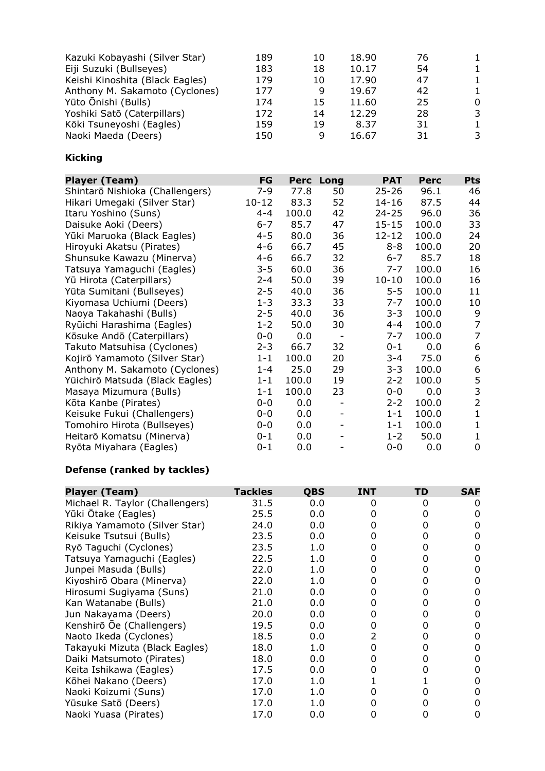| | | | | |
|---|---|---|---|---|
| Kazuki Kobayashi (Silver Star) | 189 | 10 | 18.90 | 76 | 1 |
| Eiji Suzuki (Bullseyes) | 183 | 18 | 10.17 | 54 | 1 |
| Keishi Kinoshita (Black Eagles) | 179 | 10 | 17.90 | 47 | 1 |
| Anthony M. Sakamoto (Cyclones) | 177 | 9 | 19.67 | 42 | 1 |
| Yūto Ōnishi (Bulls) | 174 | 15 | 11.60 | 25 | 0 |
| Yoshiki Satō (Caterpillars) | 172 | 14 | 12.29 | 28 | 3 |
| Kōki Tsuneyoshi (Eagles) | 159 | 19 | 8.37 | 31 | 1 |
| Naoki Maeda (Deers) | 150 | 9 | 16.67 | 31 | 3 |

**Kicking**

| Player (Team) | FG | Perc | Long | PAT | Perc | Pts |
|---|---|---|---|---|---|---|
| Shintarō Nishioka (Challengers) | 7-9 | 77.8 | 50 | 25-26 | 96.1 | 46 |
| Hikari Umegaki (Silver Star) | 10-12 | 83.3 | 52 | 14-16 | 87.5 | 44 |
| Itaru Yoshino (Suns) | 4-4 | 100.0 | 42 | 24-25 | 96.0 | 36 |
| Daisuke Aoki (Deers) | 6-7 | 85.7 | 47 | 15-15 | 100.0 | 33 |
| Yūki Maruoka (Black Eagles) | 4-5 | 80.0 | 36 | 12-12 | 100.0 | 24 |
| Hiroyuki Akatsu (Pirates) | 4-6 | 66.7 | 45 | 8-8 | 100.0 | 20 |
| Shunsuke Kawazu (Minerva) | 4-6 | 66.7 | 32 | 6-7 | 85.7 | 18 |
| Tatsuya Yamaguchi (Eagles) | 3-5 | 60.0 | 36 | 7-7 | 100.0 | 16 |
| Yū Hirota (Caterpillars) | 2-4 | 50.0 | 39 | 10-10 | 100.0 | 16 |
| Yūta Sumitani (Bullseyes) | 2-5 | 40.0 | 36 | 5-5 | 100.0 | 11 |
| Kiyomasa Uchiumi (Deers) | 1-3 | 33.3 | 33 | 7-7 | 100.0 | 10 |
| Naoya Takahashi (Bulls) | 2-5 | 40.0 | 36 | 3-3 | 100.0 | 9 |
| Ryūichi Harashima (Eagles) | 1-2 | 50.0 | 30 | 4-4 | 100.0 | 7 |
| Kōsuke Andō (Caterpillars) | 0-0 | 0.0 | - | 7-7 | 100.0 | 7 |
| Takuto Matsuhisa (Cyclones) | 2-3 | 66.7 | 32 | 0-1 | 0.0 | 6 |
| Kojirō Yamamoto (Silver Star) | 1-1 | 100.0 | 20 | 3-4 | 75.0 | 6 |
| Anthony M. Sakamoto (Cyclones) | 1-4 | 25.0 | 29 | 3-3 | 100.0 | 6 |
| Yūichirō Matsuda (Black Eagles) | 1-1 | 100.0 | 19 | 2-2 | 100.0 | 5 |
| Masaya Mizumura (Bulls) | 1-1 | 100.0 | 23 | 0-0 | 0.0 | 3 |
| Kōta Kanbe (Pirates) | 0-0 | 0.0 | - | 2-2 | 100.0 | 2 |
| Keisuke Fukui (Challengers) | 0-0 | 0.0 | - | 1-1 | 100.0 | 1 |
| Tomohiro Hirota (Bullseyes) | 0-0 | 0.0 | - | 1-1 | 100.0 | 1 |
| Heitarō Komatsu (Minerva) | 0-1 | 0.0 | - | 1-2 | 50.0 | 1 |
| Ryōta Miyahara (Eagles) | 0-1 | 0.0 | - | 0-0 | 0.0 | 0 |

**Defense (ranked by tackles)**

| Player (Team) | Tackles | QBS | INT | TD | SAF |
|---|---|---|---|---|---|
| Michael R. Taylor (Challengers) | 31.5 | 0.0 | 0 | 0 | 0 |
| Yūki Ōtake (Eagles) | 25.5 | 0.0 | 0 | 0 | 0 |
| Rikiya Yamamoto (Silver Star) | 24.0 | 0.0 | 0 | 0 | 0 |
| Keisuke Tsutsui (Bulls) | 23.5 | 0.0 | 0 | 0 | 0 |
| Ryō Taguchi (Cyclones) | 23.5 | 1.0 | 0 | 0 | 0 |
| Tatsuya Yamaguchi (Eagles) | 22.5 | 1.0 | 0 | 0 | 0 |
| Junpei Masuda (Bulls) | 22.0 | 1.0 | 0 | 0 | 0 |
| Kiyoshirō Obara (Minerva) | 22.0 | 1.0 | 0 | 0 | 0 |
| Hirosumi Sugiyama (Suns) | 21.0 | 0.0 | 0 | 0 | 0 |
| Kan Watanabe (Bulls) | 21.0 | 0.0 | 0 | 0 | 0 |
| Jun Nakayama (Deers) | 20.0 | 0.0 | 0 | 0 | 0 |
| Kenshirō Ōe (Challengers) | 19.5 | 0.0 | 0 | 0 | 0 |
| Naoto Ikeda (Cyclones) | 18.5 | 0.0 | 2 | 0 | 0 |
| Takayuki Mizuta (Black Eagles) | 18.0 | 1.0 | 0 | 0 | 0 |
| Daiki Matsumoto (Pirates) | 18.0 | 0.0 | 0 | 0 | 0 |
| Keita Ishikawa (Eagles) | 17.5 | 0.0 | 0 | 0 | 0 |
| Kōhei Nakano (Deers) | 17.0 | 1.0 | 1 | 1 | 0 |
| Naoki Koizumi (Suns) | 17.0 | 1.0 | 0 | 0 | 0 |
| Yūsuke Satō (Deers) | 17.0 | 1.0 | 0 | 0 | 0 |
| Naoki Yuasa (Pirates) | 17.0 | 0.0 | 0 | 0 | 0 |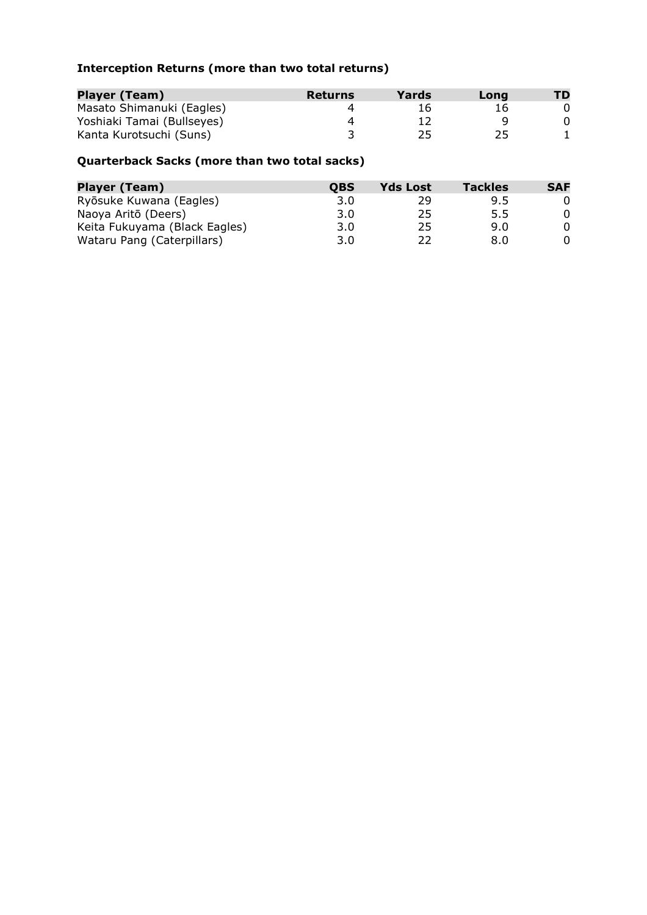**Interception Returns (more than two total returns)**

| Player (Team) | Returns | Yards | Long | TD |
|---|---|---|---|---|
| Masato Shimanuki (Eagles) | 4 | 16 | 16 | 0 |
| Yoshiaki Tamai (Bullseyes) | 4 | 12 | 9 | 0 |
| Kanta Kurotsuchi (Suns) | 3 | 25 | 25 | 1 |

**Quarterback Sacks (more than two total sacks)**

| Player (Team) | QBS | Yds Lost | Tackles | SAF |
|---|---|---|---|---|
| Ryōsuke Kuwana (Eagles) | 3.0 | 29 | 9.5 | 0 |
| Naoya Aritō (Deers) | 3.0 | 25 | 5.5 | 0 |
| Keita Fukuyama (Black Eagles) | 3.0 | 25 | 9.0 | 0 |
| Wataru Pang (Caterpillars) | 3.0 | 22 | 8.0 | 0 |